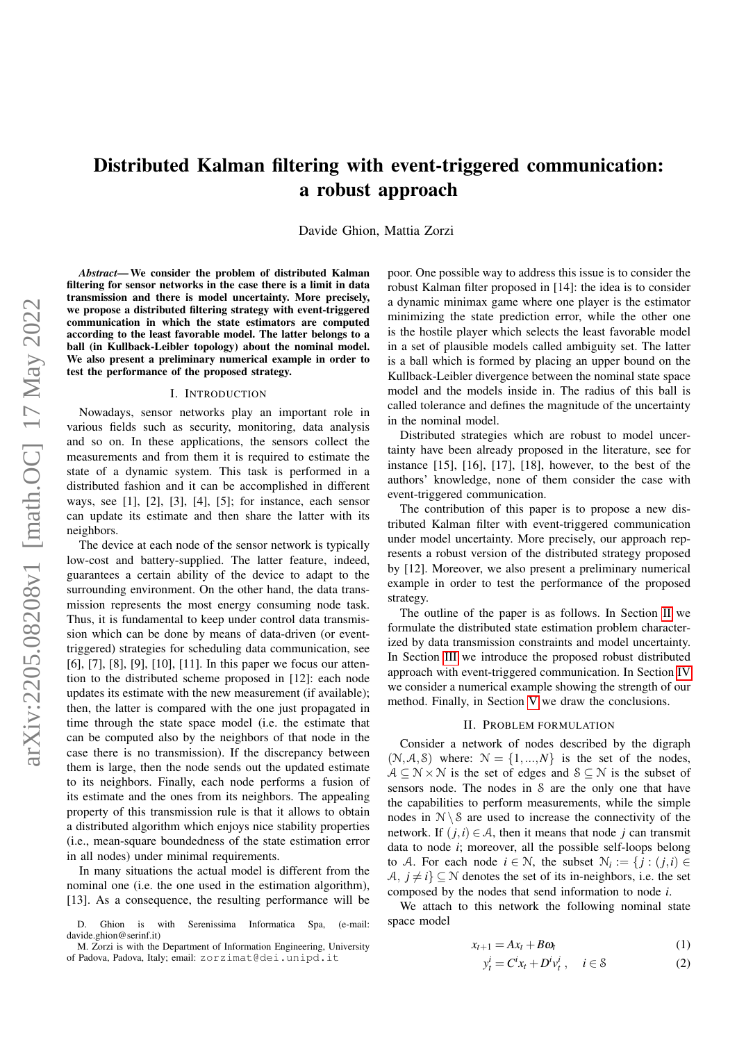# Distributed Kalman filtering with event-triggered communication: a robust approach

Davide Ghion, Mattia Zorzi

***Abstract*— We consider the problem of distributed Kalman filtering for sensor networks in the case there is a limit in data transmission and there is model uncertainty. More precisely, we propose a distributed filtering strategy with event-triggered communication in which the state estimators are computed according to the least favorable model. The latter belongs to a ball (in Kullback-Leibler topology) about the nominal model. We also present a preliminary numerical example in order to test the performance of the proposed strategy.**

## I. Introduction

Nowadays, sensor networks play an important role in various fields such as security, monitoring, data analysis and so on. In these applications, the sensors collect the measurements and from them it is required to estimate the state of a dynamic system. This task is performed in a distributed fashion and it can be accomplished in different ways, see [1], [2], [3], [4], [5]; for instance, each sensor can update its estimate and then share the latter with its neighbors.

The device at each node of the sensor network is typically low-cost and battery-supplied. The latter feature, indeed, guarantees a certain ability of the device to adapt to the surrounding environment. On the other hand, the data transmission represents the most energy consuming node task. Thus, it is fundamental to keep under control data transmission which can be done by means of data-driven (or event-triggered) strategies for scheduling data communication, see [6], [7], [8], [9], [10], [11]. In this paper we focus our attention to the distributed scheme proposed in [12]: each node updates its estimate with the new measurement (if available); then, the latter is compared with the one just propagated in time through the state space model (i.e. the estimate that can be computed also by the neighbors of that node in the case there is no transmission). If the discrepancy between them is large, then the node sends out the updated estimate to its neighbors. Finally, each node performs a fusion of its estimate and the ones from its neighbors. The appealing property of this transmission rule is that it allows to obtain a distributed algorithm which enjoys nice stability properties (i.e., mean-square boundedness of the state estimation error in all nodes) under minimal requirements.

In many situations the actual model is different from the nominal one (i.e. the one used in the estimation algorithm), [13]. As a consequence, the resulting performance will be poor. One possible way to address this issue is to consider the robust Kalman filter proposed in [14]: the idea is to consider a dynamic minimax game where one player is the estimator minimizing the state prediction error, while the other one is the hostile player which selects the least favorable model in a set of plausible models called ambiguity set. The latter is a ball which is formed by placing an upper bound on the Kullback-Leibler divergence between the nominal state space model and the models inside in. The radius of this ball is called tolerance and defines the magnitude of the uncertainty in the nominal model.

Distributed strategies which are robust to model uncertainty have been already proposed in the literature, see for instance [15], [16], [17], [18], however, to the best of the authors' knowledge, none of them consider the case with event-triggered communication.

The contribution of this paper is to propose a new distributed Kalman filter with event-triggered communication under model uncertainty. More precisely, our approach represents a robust version of the distributed strategy proposed by [12]. Moreover, we also present a preliminary numerical example in order to test the performance of the proposed strategy.

The outline of the paper is as follows. In Section II we formulate the distributed state estimation problem characterized by data transmission constraints and model uncertainty. In Section III we introduce the proposed robust distributed approach with event-triggered communication. In Section IV we consider a numerical example showing the strength of our method. Finally, in Section V we draw the conclusions.

## II. Problem formulation

Consider a network of nodes described by the digraph $(\mathcal{N},\mathcal{A},\mathcal{S})$ where: $\mathcal{N}=\{1,\dots,N\}$ is the set of the nodes, $\mathcal{A}\subseteq\mathcal{N}\times\mathcal{N}$ is the set of edges and $\mathcal{S}\subseteq\mathcal{N}$ is the subset of sensors node. The nodes in $\mathcal{S}$ are the only one that have the capabilities to perform measurements, while the simple nodes in $\mathcal{N}\setminus\mathcal{S}$ are used to increase the connectivity of the network. If $(j,i)\in\mathcal{A}$, then it means that node $j$ can transmit data to node $i$; moreover, all the possible self-loops belong to $\mathcal{A}$. For each node $i\in\mathcal{N}$, the subset $\mathcal{N}_i:=\{j:(j,i)\in\mathcal{A},\ j\neq i\}\subseteq\mathcal{N}$ denotes the set of its in-neighbors, i.e. the set composed by the nodes that send information to node $i$.

We attach to this network the following nominal state space model

$$x_{t+1}=Ax_t+B\omega_t \tag{1}$$

$$y_t^i=C^ix_t+D^iv_t^i\,,\quad i\in\mathcal{S} \tag{2}$$

D. Ghion is with Serenissima Informatica Spa, (e-mail: davide.ghion@serinf.it)

M. Zorzi is with the Department of Information Engineering, University of Padova, Padova, Italy; email: zorzimat@dei.unipd.it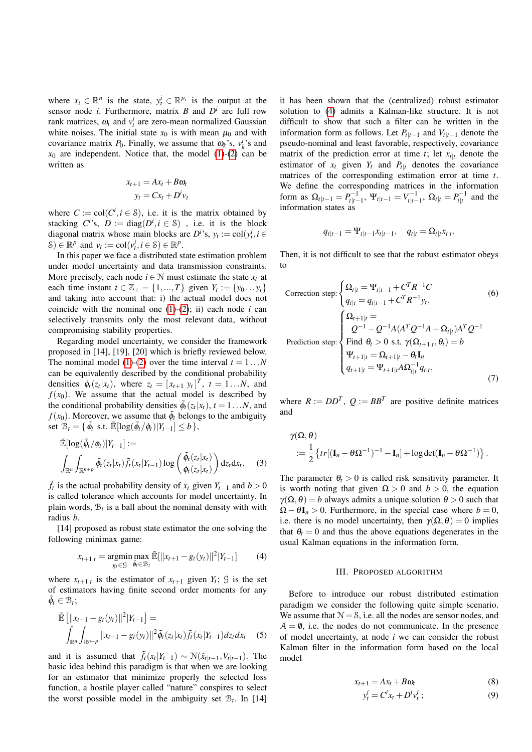where $x_t \in \mathbb{R}^n$ is the state, $y_t^i \in \mathbb{R}^{p_i}$ is the output at the sensor node $i$. Furthermore, matrix $B$ and $D^i$ are full row rank matrices, $\omega_t$ and $v_t^i$ are zero-mean normalized Gaussian white noises. The initial state $x_0$ is with mean $\mu_0$ and with covariance matrix $P_0$. Finally, we assume that $\omega_k$'s, $v_k^i$'s and $x_0$ are independent. Notice that, the model (1)-(2) can be written as

$$
\begin{aligned}
x_{t+1} &= Ax_t + B\omega_t \\
y_t &= Cx_t + D^i v_t
\end{aligned}
$$

where $C := \mathrm{col}(C^i, i \in \mathcal{S})$, i.e. it is the matrix obtained by stacking $C^i$'s, $D := \mathrm{diag}(D^i, i \in \mathcal{S})$ , i.e. it is the block diagonal matrix whose main blocks are $D^i$'s, $y_t := \mathrm{col}(y_t^i, i \in \mathcal{S}) \in \mathbb{R}^p$ and $v_t := \mathrm{col}(v_t^i, i \in \mathcal{S}) \in \mathbb{R}^p$.

In this paper we face a distributed state estimation problem under model uncertainty and data transmission constraints. More precisely, each node $i \in \mathcal{N}$ must estimate the state $x_t$ at each time instant $t \in \mathbb{Z}_+ = \{1,...,T\}$ given $Y_t := \{y_0 \dots y_t\}$ and taking into account that: i) the actual model does not coincide with the nominal one (1)-(2); ii) each node $i$ can selectively transmits only the most relevant data, without compromising stability properties.

Regarding model uncertainty, we consider the framework proposed in [14], [19], [20] which is briefly reviewed below. The nominal model (1)-(2) over the time interval $t = 1 \dots N$ can be equivalently described by the conditional probability densities $\phi_t(z_t|x_t)$, where $z_t = [x_{t+1} \; y_t]^T$, $t = 1 \dots N$, and $f(x_0)$. We assume that the actual model is described by the conditional probability densities $\tilde{\phi}_t(z_t|x_t)$, $t = 1 \dots N$, and $f(x_0)$. Moreover, we assume that $\tilde{\phi}_t$ belongs to the ambiguity set $\mathcal{B}_t = \{ \tilde{\phi}_t \text{ s.t. } \tilde{\mathbb{E}}[\log(\tilde{\phi}_t/\phi_t)|Y_{t-1}] \leq b \}$,

$$
\tilde{\mathbb{E}}[\log(\tilde{\phi}_t/\phi_t)|Y_{t-1}] := \int_{\mathbb{R}^n}\int_{\mathbb{R}^{n+p}} \tilde{\phi}_t(z_t|x_t)\tilde{f}_t(x_t|Y_{t-1}) \log\left(\frac{\tilde{\phi}_t(z_t|x_t)}{\phi_t(z_t|x_t)}\right) \mathrm{d}z_t \mathrm{d}x_t, \quad (3)
$$

$\tilde{f}_t$ is the actual probability density of $x_t$ given $Y_{t-1}$ and $b > 0$ is called tolerance which accounts for model uncertainty. In plain words, $\mathcal{B}_t$ is a ball about the nominal density with with radius $b$.

[14] proposed as robust state estimator the one solving the following minimax game:

$$
x_{t+1|t} = \underset{g_t \in \mathcal{G}}{\mathrm{argmin}} \max_{\tilde{\phi}_t \in \mathcal{B}_t} \tilde{\mathbb{E}}[\|x_{t+1} - g_t(y_t)\|^2 | Y_{t-1}] \quad (4)
$$

where $x_{t+1|t}$ is the estimator of $x_{t+1}$ given $Y_t$; $\mathcal{G}$ is the set of estimators having finite second order moments for any $\tilde{\phi}_t \in \mathcal{B}_t$;

$$
\tilde{\mathbb{E}}\left[\|x_{t+1} - g_t(y_t)\|^2 | Y_{t-1}\right] = \int_{\mathbb{R}^n}\int_{\mathbb{R}^{n+p}} \|x_{t+1} - g_t(y_t)\|^2 \tilde{\phi}_t(z_t|x_t)\tilde{f}_t(x_t|Y_{t-1}) dz_t dx_t \quad (5)
$$

and it is assumed that $\tilde{f}_t(x_t|Y_{t-1}) \sim \mathcal{N}(\hat{x}_{t|t-1}, V_{t|t-1})$. The basic idea behind this paradigm is that when we are looking for an estimator that minimize properly the selected loss function, a hostile player called "nature" conspires to select the worst possible model in the ambiguity set $\mathcal{B}_t$. In [14] it has been shown that the (centralized) robust estimator solution to (4) admits a Kalman-like structure. It is not difficult to show that such a filter can be written in the information form as follows. Let $P_{t|t-1}$ and $V_{t|t-1}$ denote the pseudo-nominal and least favorable, respectively, covariance matrix of the prediction error at time $t$; let $x_{t|t}$ denote the estimator of $x_t$ given $Y_t$ and $P_{t|t}$ denotes the covariance matrices of the corresponding estimation error at time $t$. We define the corresponding matrices in the information form as $\Omega_{t|t-1} = P_{t|t-1}^{-1}$, $\Psi_{t|t-1} = V_{t|t-1}^{-1}$, $\Omega_{t|t} = P_{t|t}^{-1}$ and the information states as

$$
q_{t|t-1} = \Psi_{t|t-1} x_{t|t-1}, \quad q_{t|t} = \Omega_{t|t} x_{t|t}.
$$

Then, it is not difficult to see that the robust estimator obeys to

$$
\text{Correction step:} \begin{cases} \Omega_{t|t} = \Psi_{t|t-1} + C^T R^{-1} C \\ q_{t|t} = q_{t|t-1} + C^T R^{-1} y_t, \end{cases} \quad (6)
$$

$$
\text{Prediction step:} \begin{cases} \Omega_{t+1|t} = \\ \quad Q^{-1} - Q^{-1}A(A^T Q^{-1} A + \Omega_{t|t})A^T Q^{-1} \\ \text{Find } \theta_t > 0 \text{ s.t. } \gamma(\Omega_{t+1|t}, \theta_t) = b \\ \Psi_{t+1|t} = \Omega_{t+1|t} - \theta_t \mathbf{I}_n \\ q_{t+1|t} = \Psi_{t+1|t} A \Omega_{t|t}^{-1} q_{t|t}, \end{cases} \quad (7)
$$

where $R := DD^T$, $Q := BB^T$ are positive definite matrices and

$$
\gamma(\Omega, \theta) := \frac{1}{2}\left\{ tr[(\mathbf{I}_n - \theta\Omega^{-1})^{-1} - \mathbf{I}_n] + \log\det(\mathbf{I}_n - \theta\Omega^{-1}) \right\}.
$$

The parameter $\theta_t > 0$ is called risk sensitivity parameter. It is worth noting that given $\Omega > 0$ and $b > 0$, the equation $\gamma(\Omega, \theta) = b$ always admits a unique solution $\theta > 0$ such that $\Omega - \theta\mathbf{I}_n > 0$. Furthermore, in the special case where $b = 0$, i.e. there is no model uncertainty, then $\gamma(\Omega, \theta) = 0$ implies that $\theta_t = 0$ and thus the above equations degenerates in the usual Kalman equations in the information form.

## III. Proposed Algorithm

Before to introduce our robust distributed estimation paradigm we consider the following quite simple scenario. We assume that $\mathcal{N} = \mathcal{S}$, i.e. all the nodes are sensor nodes, and $\mathcal{A} = \emptyset$, i.e. the nodes do not communicate. In the presence of model uncertainty, at node $i$ we can consider the robust Kalman filter in the information form based on the local model

$$
x_{t+1} = Ax_t + B\omega_t \quad (8)
$$

$$
y_t^i = C^i x_t + D^i v_t^i; \quad (9)
$$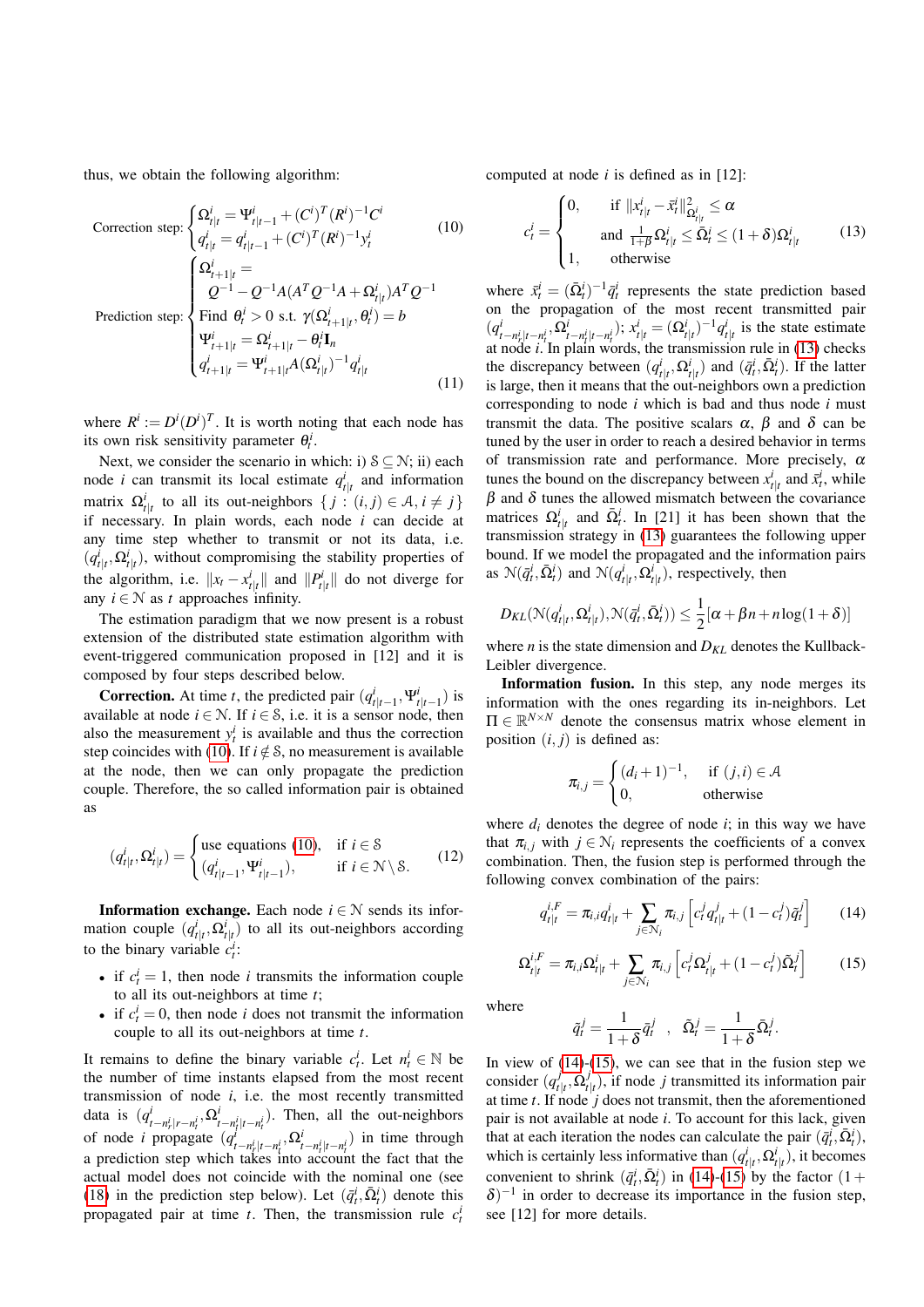thus, we obtain the following algorithm:

$$
\text{Correction step:} \begin{cases} \Omega^i_{t|t} = \Psi^i_{t|t-1} + (C^i)^T (R^i)^{-1} C^i \\ q^i_{t|t} = q^i_{t|t-1} + (C^i)^T (R^i)^{-1} y^i_t \end{cases} \tag{10}
$$

$$
\text{Prediction step:} \begin{cases} \Omega^i_{t+1|t} = \\ \quad Q^{-1} - Q^{-1} A (A^T Q^{-1} A + \Omega^i_{t|t}) A^T Q^{-1} \\ \text{Find } \theta^i_t > 0 \text{ s.t. } \gamma(\Omega^i_{t+1|t}, \theta^i_t) = b \\ \Psi^i_{t+1|t} = \Omega^i_{t+1|t} - \theta^i_t \mathbf{I}_n \\ q^i_{t+1|t} = \Psi^i_{t+1|t} A (\Omega^i_{t|t})^{-1} q^i_{t|t} \end{cases} \tag{11}
$$

where $R^i := D^i (D^i)^T$. It is worth noting that each node has its own risk sensitivity parameter $\theta^i_t$.

Next, we consider the scenario in which: i) $\mathcal{S} \subseteq \mathcal{N}$; ii) each node $i$ can transmit its local estimate $q^i_{t|t}$ and information matrix $\Omega^i_{t|t}$ to all its out-neighbors $\{ j : (i,j) \in \mathcal{A}, i \neq j \}$ if necessary. In plain words, each node $i$ can decide at any time step whether to transmit or not its data, i.e. $(q^i_{t|t}, \Omega^i_{t|t})$, without compromising the stability properties of the algorithm, i.e. $\|x_t - x^i_{t|t}\|$ and $\|P^i_{t|t}\|$ do not diverge for any $i \in \mathcal{N}$ as $t$ approaches infinity.

The estimation paradigm that we now present is a robust extension of the distributed state estimation algorithm with event-triggered communication proposed in [12] and it is composed by four steps described below.

**Correction.** At time $t$, the predicted pair $(q^i_{t|t-1}, \Psi^i_{t|t-1})$ is available at node $i \in \mathcal{N}$. If $i \in \mathcal{S}$, i.e. it is a sensor node, then also the measurement $y^i_t$ is available and thus the correction step coincides with (10). If $i \notin \mathcal{S}$, no measurement is available at the node, then we can only propagate the prediction couple. Therefore, the so called information pair is obtained as

$$
(q^i_{t|t}, \Omega^i_{t|t}) = \begin{cases} \text{use equations (10)}, & \text{if } i \in \mathcal{S} \\ (q^i_{t|t-1}, \Psi^i_{t|t-1}), & \text{if } i \in \mathcal{N} \setminus \mathcal{S}. \end{cases} \tag{12}
$$

**Information exchange.** Each node $i \in \mathcal{N}$ sends its information couple $(q^i_{t|t}, \Omega^i_{t|t})$ to all its out-neighbors according to the binary variable $c^i_t$:

- if $c^i_t = 1$, then node $i$ transmits the information couple to all its out-neighbors at time $t$;
- if $c^i_t = 0$, then node $i$ does not transmit the information couple to all its out-neighbors at time $t$.

It remains to define the binary variable $c^i_t$. Let $n^i_t \in \mathbb{N}$ be the number of time instants elapsed from the most recent transmission of node $i$, i.e. the most recently transmitted data is $(q^i_{t-n^i_t|t-n^i_t}, \Omega^i_{t-n^i_t|t-n^i_t})$. Then, all the out-neighbors of node $i$ propagate $(q^i_{t-n^i_t|t-n^i_t}, \Omega^i_{t-n^i_t|t-n^i_t})$ in time through a prediction step which takes into account the fact that the actual model does not coincide with the nominal one (see (18) in the prediction step below). Let $(\bar{q}^i_t, \bar{\Omega}^i_t)$ denote this propagated pair at time $t$. Then, the transmission rule $c^i_t$ computed at node $i$ is defined as in [12]:

$$
c^i_t = \begin{cases} 0, & \text{if } \|x^i_{t|t} - \bar{x}^i_t\|^2_{\Omega^i_{t|t}} \leq \alpha \\ & \text{and } \frac{1}{1+\beta} \Omega^i_{t|t} \leq \bar{\Omega}^i_t \leq (1+\delta) \Omega^i_{t|t} \\ 1, & \text{otherwise} \end{cases} \tag{13}
$$

where $\bar{x}^i_t = (\bar{\Omega}^i_t)^{-1} \bar{q}^i_t$ represents the state prediction based on the propagation of the most recent transmitted pair $(q^i_{t-n^i_t|t-n^i_t}, \Omega^i_{t-n^i_t|t-n^i_t})$; $x^i_{t|t} = (\Omega^i_{t|t})^{-1} q^i_{t|t}$ is the state estimate at node $i$. In plain words, the transmission rule in (13) checks the discrepancy between $(q^i_{t|t}, \Omega^i_{t|t})$ and $(\bar{q}^i_t, \bar{\Omega}^i_t)$. If the latter is large, then it means that the out-neighbors own a prediction corresponding to node $i$ which is bad and thus node $i$ must transmit the data. The positive scalars $\alpha$, $\beta$ and $\delta$ can be tuned by the user in order to reach a desired behavior in terms of transmission rate and performance. More precisely, $\alpha$ tunes the bound on the discrepancy between $x^i_{t|t}$ and $\bar{x}^i_t$, while $\beta$ and $\delta$ tunes the allowed mismatch between the covariance matrices $\Omega^i_{t|t}$ and $\bar{\Omega}^i_t$. In [21] it has been shown that the transmission strategy in (13) guarantees the following upper bound. If we model the propagated and the information pairs as $\mathcal{N}(\bar{q}^i_t, \bar{\Omega}^i_t)$ and $\mathcal{N}(q^i_{t|t}, \Omega^i_{t|t})$, respectively, then

$$
D_{KL}(\mathcal{N}(q^i_{t|t}, \Omega^i_{t|t}), \mathcal{N}(\bar{q}^i_t, \bar{\Omega}^i_t)) \leq \frac{1}{2}[\alpha + \beta n + n \log(1+\delta)]
$$

where $n$ is the state dimension and $D_{KL}$ denotes the Kullback-Leibler divergence.

**Information fusion.** In this step, any node merges its information with the ones regarding its in-neighbors. Let $\Pi \in \mathbb{R}^{N \times N}$ denote the consensus matrix whose element in position $(i,j)$ is defined as:

$$
\pi_{i,j} = \begin{cases} (d_i + 1)^{-1}, & \text{if } (j,i) \in \mathcal{A} \\ 0, & \text{otherwise} \end{cases}
$$

where $d_i$ denotes the degree of node $i$; in this way we have that $\pi_{i,j}$ with $j \in \mathcal{N}_i$ represents the coefficients of a convex combination. Then, the fusion step is performed through the following convex combination of the pairs:

$$
q^{i,F}_{t|t} = \pi_{i,i} q^i_{t|t} + \sum_{j \in \mathcal{N}_i} \pi_{i,j} \left[ c^j_t q^j_{t|t} + (1 - c^j_t) \tilde{q}^j_t \right] \tag{14}
$$

$$
\Omega^{i,F}_{t|t} = \pi_{i,i} \Omega^i_{t|t} + \sum_{j \in \mathcal{N}_i} \pi_{i,j} \left[ c^j_t \Omega^j_{t|t} + (1 - c^j_t) \tilde{\Omega}^j_t \right] \tag{15}
$$

where

$$
\tilde{q}^j_t = \frac{1}{1+\delta} \bar{q}^j_t \quad , \quad \tilde{\Omega}^j_t = \frac{1}{1+\delta} \bar{\Omega}^j_t .
$$

In view of (14)-(15), we can see that in the fusion step we consider $(q^j_{t|t}, \Omega^j_{t|t})$, if node $j$ transmitted its information pair at time $t$. If node $j$ does not transmit, then the aforementioned pair is not available at node $i$. To account for this lack, given that at each iteration the nodes can calculate the pair $(\bar{q}^i_t, \bar{\Omega}^i_t)$, which is certainly less informative than $(q^i_{t|t}, \Omega^i_{t|t})$, it becomes convenient to shrink $(\bar{q}^i_t, \bar{\Omega}^i_t)$ in (14)-(15) by the factor $(1+\delta)^{-1}$ in order to decrease its importance in the fusion step, see [12] for more details.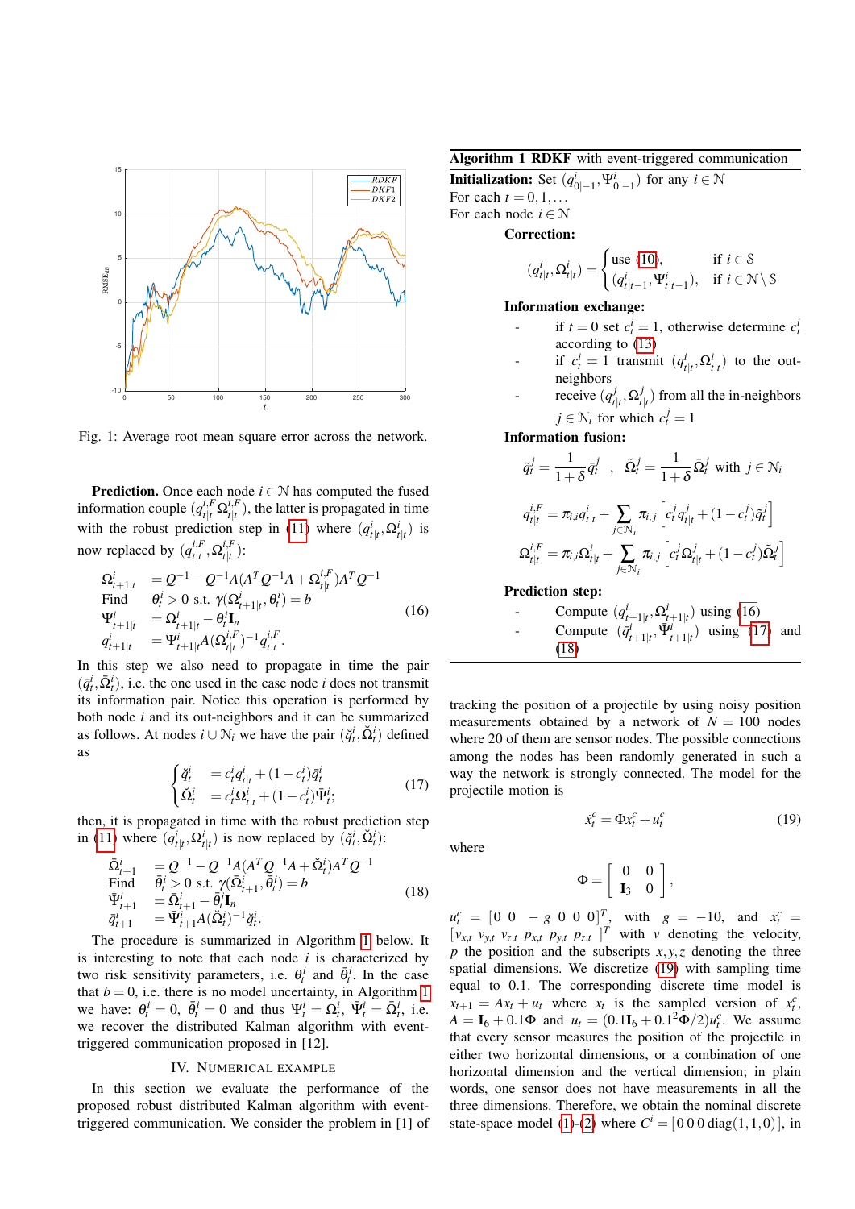15
10
5
0
-5
-10
0 50 100 150 200 250 300
RMSE$_{dB}$
$t$
RDKF
DKF1
DKF2

Fig. 1: Average root mean square error across the network.

**Prediction.** Once each node $i\in\mathcal{N}$ has computed the fused information couple $(q^{i,F}_{t|t}\Omega^{i,F}_{t|t})$, the latter is propagated in time with the robust prediction step in (11) where $(q^i_{t|t},\Omega^i_{t|t})$ is now replaced by $(q^{i,F}_{t|t},\Omega^{i,F}_{t|t})$:

$$\begin{aligned}
\Omega^i_{t+1|t} &= Q^{-1}-Q^{-1}A(A^TQ^{-1}A+\Omega^{i,F}_{t|t})A^TQ^{-1}\\
\text{Find} \quad & \theta^i_t>0 \text{ s.t. } \gamma(\Omega^i_{t+1|t},\theta^i_t)=b\\
\Psi^i_{t+1|t} &= \Omega^i_{t+1|t}-\theta^i_t\mathbf{I}_n\\
q^i_{t+1|t} &= \Psi^i_{t+1|t}A(\Omega^{i,F}_{t|t})^{-1}q^{i,F}_{t|t}.
\end{aligned} \tag{16}$$

In this step we also need to propagate in time the pair $(\bar q^i_t,\bar\Omega^i_t)$, i.e. the one used in the case node $i$ does not transmit its information pair. Notice this operation is performed by both node $i$ and its out-neighbors and it can be summarized as follows. At nodes $i\cup\mathcal{N}_i$ we have the pair $(\breve q^i_t,\breve\Omega^i_t)$ defined as

$$\begin{cases}\breve q^i_t &= c^i_tq^i_{t|t}+(1-c^i_t)\bar q^i_t\\ \breve\Omega^i_t &= c^i_t\Omega^i_{t|t}+(1-c^i_t)\bar\Psi^i_t;\end{cases} \tag{17}$$

then, it is propagated in time with the robust prediction step in (11) where $(q^i_{t|t},\Omega^i_{t|t})$ is now replaced by $(\breve q^i_t,\breve\Omega^i_t)$:

$$\begin{aligned}
\bar\Omega^i_{t+1} &= Q^{-1}-Q^{-1}A(A^TQ^{-1}A+\breve\Omega^i_t)A^TQ^{-1}\\
\text{Find} \quad & \bar\theta^i_t>0 \text{ s.t. } \gamma(\bar\Omega^i_{t+1},\bar\theta^i_t)=b\\
\bar\Psi^i_{t+1} &= \bar\Omega^i_{t+1}-\bar\theta^i_t\mathbf{I}_n\\
\bar q^i_{t+1} &= \bar\Psi^i_{t+1}A(\breve\Omega^i_t)^{-1}\breve q^i_t.
\end{aligned} \tag{18}$$

The procedure is summarized in Algorithm 1 below. It is interesting to note that each node $i$ is characterized by two risk sensitivity parameters, i.e. $\theta^i_t$ and $\bar\theta^i_t$. In the case that $b=0$, i.e. there is no model uncertainty, in Algorithm 1 we have: $\theta^i_t=0$, $\bar\theta^i_t=0$ and thus $\Psi^i_t=\Omega^i_t$, $\bar\Psi^i_t=\bar\Omega^i_t$, i.e. we recover the distributed Kalman algorithm with event-triggered communication proposed in [12].

## IV. Numerical Example

In this section we evaluate the performance of the proposed robust distributed Kalman algorithm with event-triggered communication. We consider the problem in [1] of

**Algorithm 1 RDKF** with event-triggered communication

**Initialization:** Set $(q^i_{0|-1},\Psi^i_{0|-1})$ for any $i\in\mathcal{N}$
For each $t=0,1,\dots$
For each node $i\in\mathcal{N}$

**Correction:**

$$(q^i_{t|t},\Omega^i_{t|t})=\begin{cases}\text{use (10)}, & \text{if } i\in\mathcal{S}\\ (q^i_{t|t-1},\Psi^i_{t|t-1}), & \text{if } i\in\mathcal{N}\setminus\mathcal{S}\end{cases}$$

**Information exchange:**

- if $t=0$ set $c^i_t=1$, otherwise determine $c^i_t$ according to (13)
- if $c^i_t=1$ transmit $(q^i_{t|t},\Omega^i_{t|t})$ to the out-neighbors
- receive $(q^j_{t|t},\Omega^j_{t|t})$ from all the in-neighbors $j\in\mathcal{N}_i$ for which $c^j_t=1$

**Information fusion:**

$$\tilde q^j_t=\frac{1}{1+\delta}\bar q^j_t \quad , \quad \tilde\Omega^j_t=\frac{1}{1+\delta}\bar\Omega^j_t \text{ with } j\in\mathcal{N}_i$$

$$q^{i,F}_{t|t}=\pi_{i,i}q^i_{t|t}+\sum_{j\in\mathcal{N}_i}\pi_{i,j}\left[c^j_tq^j_{t|t}+(1-c^j_t)\tilde q^j_t\right]$$

$$\Omega^{i,F}_{t|t}=\pi_{i,i}\Omega^i_{t|t}+\sum_{j\in\mathcal{N}_i}\pi_{i,j}\left[c^j_t\Omega^j_{t|t}+(1-c^j_t)\tilde\Omega^j_t\right]$$

**Prediction step:**

- Compute $(q^i_{t+1|t},\Omega^i_{t+1|t})$ using (16)
- Compute $(\bar q^i_{t+1|t},\bar\Psi^i_{t+1|t})$ using (17) and (18)

tracking the position of a projectile by using noisy position measurements obtained by a network of $N=100$ nodes where 20 of them are sensor nodes. The possible connections among the nodes has been randomly generated in such a way the network is strongly connected. The model for the projectile motion is

$$\dot x^c_t=\Phi x^c_t+u^c_t \tag{19}$$

where

$$\Phi=\begin{bmatrix}0&0\\ \mathbf{I}_3&0\end{bmatrix},$$

$u^c_t=[0\ 0\ -g\ 0\ 0\ 0]^T$, with $g=-10$, and $x^c_t=[v_{x,t}\ v_{y,t}\ v_{z,t}\ p_{x,t}\ p_{y,t}\ p_{z,t}]^T$ with $v$ denoting the velocity, $p$ the position and the subscripts $x,y,z$ denoting the three spatial dimensions. We discretize (19) with sampling time equal to 0.1. The corresponding discrete time model is $x_{t+1}=Ax_t+u_t$ where $x_t$ is the sampled version of $x^c_t$, $A=\mathbf{I}_6+0.1\Phi$ and $u_t=(0.1\mathbf{I}_6+0.1^2\Phi/2)u^c_t$. We assume that every sensor measures the position of the projectile in either two horizontal dimensions, or a combination of one horizontal dimension and the vertical dimension; in plain words, one sensor does not have measurements in all the three dimensions. Therefore, we obtain the nominal discrete state-space model (1)-(2) where $C^i=[0\,0\,0\,\mathrm{diag}(1,1,0)]$, in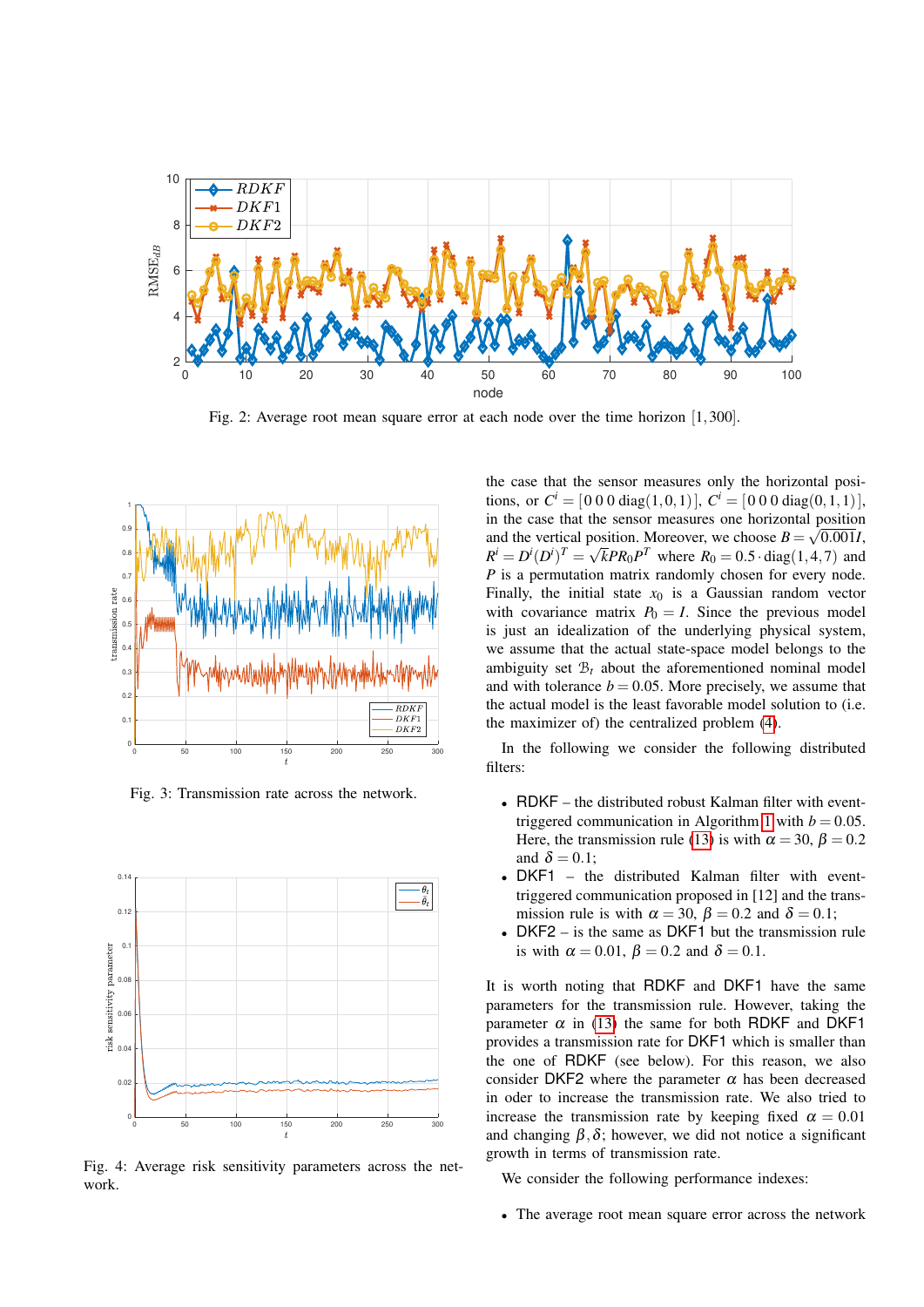10
8
6
4
2
0 10 20 30 40 50 60 70 80 90 100
node
RMSE$_{dB}$
RDKF
DKF1
DKF2

Fig. 2: Average root mean square error at each node over the time horizon $[1, 300]$.

1
0.9
0.8
0.7
0.6
0.5
0.4
0.3
0.2
0.1
0
0 50 100 150 200 250 300
$t$
transmission rate
RDKF
DKF1
DKF2

Fig. 3: Transmission rate across the network.

0.14
0.12
0.1
0.08
0.06
0.04
0.02
0
0 50 100 150 200 250 300
$t$
risk sensitivity parameter
$\theta_t$
$\tilde{\theta}_t$

Fig. 4: Average risk sensitivity parameters across the network.

the case that the sensor measures only the horizontal positions, or $C^i = [0\ 0\ 0\ \text{diag}(1, 0, 1)]$, $C^i = [0\ 0\ 0\ \text{diag}(0, 1, 1)]$, in the case that the sensor measures one horizontal position and the vertical position. Moreover, we choose $B = \sqrt{0.001}I$, $R^i = D^i(D^i)^T = \sqrt{k}PR_0P^T$ where $R_0 = 0.5 \cdot \text{diag}(1, 4, 7)$ and $P$ is a permutation matrix randomly chosen for every node. Finally, the initial state $x_0$ is a Gaussian random vector with covariance matrix $P_0 = I$. Since the previous model is just an idealization of the underlying physical system, we assume that the actual state-space model belongs to the ambiguity set $\mathcal{B}_t$ about the aforementioned nominal model and with tolerance $b = 0.05$. More precisely, we assume that the actual model is the least favorable model solution to (i.e. the maximizer of) the centralized problem (4).

In the following we consider the following distributed filters:

- RDKF – the distributed robust Kalman filter with event-triggered communication in Algorithm 1 with $b = 0.05$. Here, the transmission rule (13) is with $\alpha = 30$, $\beta = 0.2$ and $\delta = 0.1$;
- DKF1 – the distributed Kalman filter with event-triggered communication proposed in [12] and the transmission rule is with $\alpha = 30$, $\beta = 0.2$ and $\delta = 0.1$;
- DKF2 – is the same as DKF1 but the transmission rule is with $\alpha = 0.01$, $\beta = 0.2$ and $\delta = 0.1$.

It is worth noting that RDKF and DKF1 have the same parameters for the transmission rule. However, taking the parameter $\alpha$ in (13) the same for both RDKF and DKF1 provides a transmission rate for DKF1 which is smaller than the one of RDKF (see below). For this reason, we also consider DKF2 where the parameter $\alpha$ has been decreased in oder to increase the transmission rate. We also tried to increase the transmission rate by keeping fixed $\alpha = 0.01$ and changing $\beta, \delta$; however, we did not notice a significant growth in terms of transmission rate.

We consider the following performance indexes:

- The average root mean square error across the network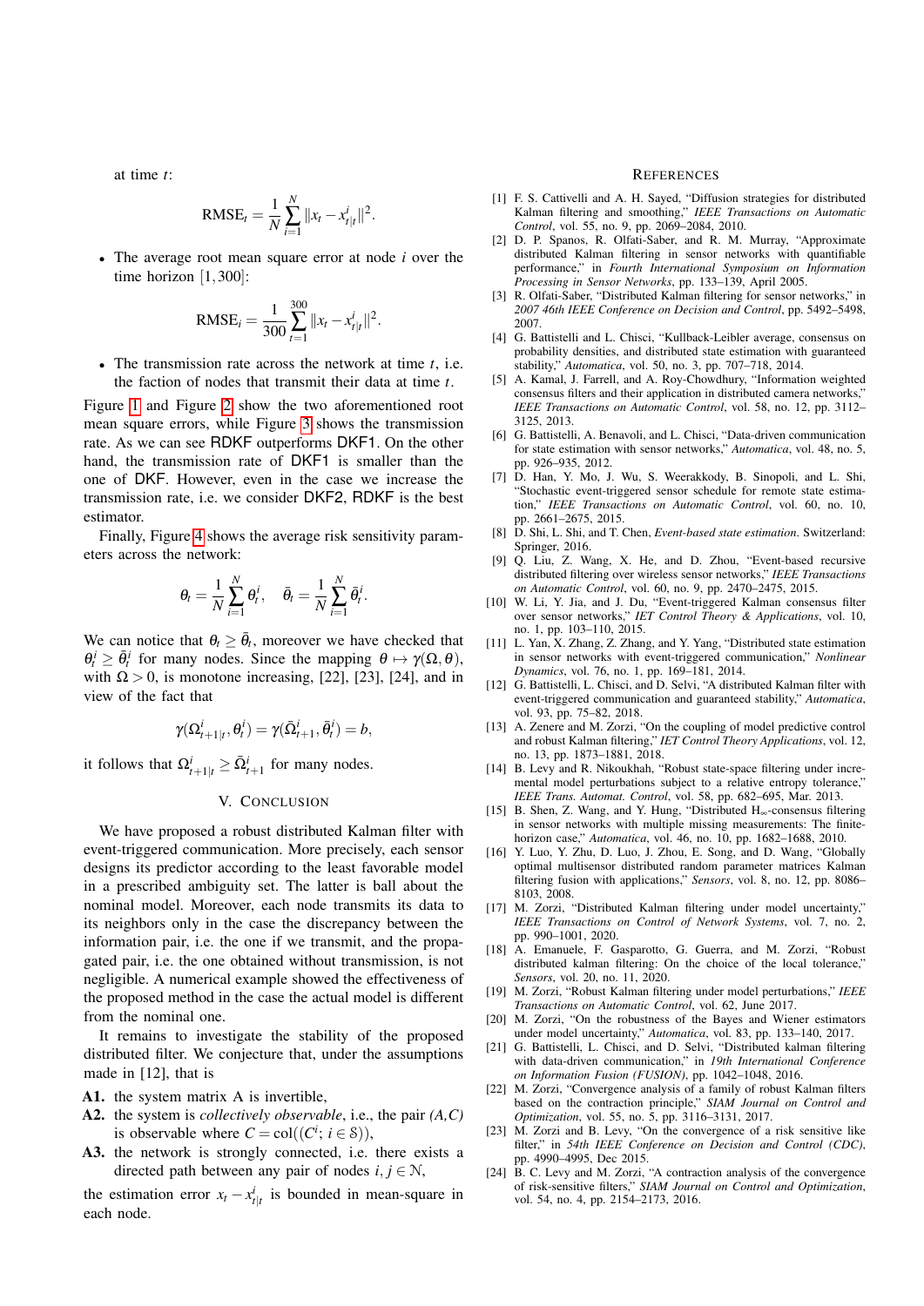at time $t$:

$$\text{RMSE}_t = \frac{1}{N}\sum_{i=1}^{N} \|x_t - x_{t|t}^i\|^2.$$

- The average root mean square error at node $i$ over the time horizon $[1,300]$:

$$\text{RMSE}_i = \frac{1}{300}\sum_{t=1}^{300} \|x_t - x_{t|t}^i\|^2.$$

- The transmission rate across the network at time $t$, i.e. the faction of nodes that transmit their data at time $t$.

Figure 1 and Figure 2 show the two aforementioned root mean square errors, while Figure 3 shows the transmission rate. As we can see RDKF outperforms DKF1. On the other hand, the transmission rate of DKF1 is smaller than the one of DKF. However, even in the case we increase the transmission rate, i.e. we consider DKF2, RDKF is the best estimator.

Finally, Figure 4 shows the average risk sensitivity parameters across the network:

$$\theta_t = \frac{1}{N}\sum_{i=1}^{N}\theta_t^i, \quad \bar{\theta}_t = \frac{1}{N}\sum_{i=1}^{N}\bar{\theta}_t^i.$$

We can notice that $\theta_t \geq \bar{\theta}_t$, moreover we have checked that $\theta_t^i \geq \bar{\theta}_t^i$ for many nodes. Since the mapping $\theta \mapsto \gamma(\Omega,\theta)$, with $\Omega > 0$, is monotone increasing, [22], [23], [24], and in view of the fact that

$$\gamma(\Omega_{t+1|t}^i, \theta_t^i) = \gamma(\bar{\Omega}_{t+1}^i, \bar{\theta}_t^i) = b,$$

it follows that $\Omega_{t+1|t}^i \geq \bar{\Omega}_{t+1}^i$ for many nodes.

## V. Conclusion

We have proposed a robust distributed Kalman filter with event-triggered communication. More precisely, each sensor designs its predictor according to the least favorable model in a prescribed ambiguity set. The latter is ball about the nominal model. Moreover, each node transmits its data to its neighbors only in the case the discrepancy between the information pair, i.e. the one if we transmit, and the propagated pair, i.e. the one obtained without transmission, is not negligible. A numerical example showed the effectiveness of the proposed method in the case the actual model is different from the nominal one.

It remains to investigate the stability of the proposed distributed filter. We conjecture that, under the assumptions made in [12], that is

**A1.** the system matrix A is invertible,

**A2.** the system is *collectively observable*, i.e., the pair *(A,C)* is observable where $C = \text{col}((C^i;\, i \in \mathcal{S}))$,

**A3.** the network is strongly connected, i.e. there exists a directed path between any pair of nodes $i,j \in \mathcal{N}$,

the estimation error $x_t - x_{t|t}^i$ is bounded in mean-square in each node.

## References

[1] F. S. Cattivelli and A. H. Sayed, "Diffusion strategies for distributed Kalman filtering and smoothing," *IEEE Transactions on Automatic Control*, vol. 55, no. 9, pp. 2069–2084, 2010.

[2] D. P. Spanos, R. Olfati-Saber, and R. M. Murray, "Approximate distributed Kalman filtering in sensor networks with quantifiable performance," in *Fourth International Symposium on Information Processing in Sensor Networks*, pp. 133–139, April 2005.

[3] R. Olfati-Saber, "Distributed Kalman filtering for sensor networks," in *2007 46th IEEE Conference on Decision and Control*, pp. 5492–5498, 2007.

[4] G. Battistelli and L. Chisci, "Kullback-Leibler average, consensus on probability densities, and distributed state estimation with guaranteed stability," *Automatica*, vol. 50, no. 3, pp. 707–718, 2014.

[5] A. Kamal, J. Farrell, and A. Roy-Chowdhury, "Information weighted consensus filters and their application in distributed camera networks," *IEEE Transactions on Automatic Control*, vol. 58, no. 12, pp. 3112–3125, 2013.

[6] G. Battistelli, A. Benavoli, and L. Chisci, "Data-driven communication for state estimation with sensor networks," *Automatica*, vol. 48, no. 5, pp. 926–935, 2012.

[7] D. Han, Y. Mo, J. Wu, S. Weerakkody, B. Sinopoli, and L. Shi, "Stochastic event-triggered sensor schedule for remote state estimation," *IEEE Transactions on Automatic Control*, vol. 60, no. 10, pp. 2661–2675, 2015.

[8] D. Shi, L. Shi, and T. Chen, *Event-based state estimation*. Switzerland: Springer, 2016.

[9] Q. Liu, Z. Wang, X. He, and D. Zhou, "Event-based recursive distributed filtering over wireless sensor networks," *IEEE Transactions on Automatic Control*, vol. 60, no. 9, pp. 2470–2475, 2015.

[10] W. Li, Y. Jia, and J. Du, "Event-triggered Kalman consensus filter over sensor networks," *IET Control Theory & Applications*, vol. 10, no. 1, pp. 103–110, 2015.

[11] L. Yan, X. Zhang, Z. Zhang, and Y. Yang, "Distributed state estimation in sensor networks with event-triggered communication," *Nonlinear Dynamics*, vol. 76, no. 1, pp. 169–181, 2014.

[12] G. Battistelli, L. Chisci, and D. Selvi, "A distributed Kalman filter with event-triggered communication and guaranteed stability," *Automatica*, vol. 93, pp. 75–82, 2018.

[13] A. Zenere and M. Zorzi, "On the coupling of model predictive control and robust Kalman filtering," *IET Control Theory Applications*, vol. 12, no. 13, pp. 1873–1881, 2018.

[14] B. Levy and R. Nikoukhah, "Robust state-space filtering under incremental model perturbations subject to a relative entropy tolerance," *IEEE Trans. Automat. Control*, vol. 58, pp. 682–695, Mar. 2013.

[15] B. Shen, Z. Wang, and Y. Hung, "Distributed $H_\infty$-consensus filtering in sensor networks with multiple missing measurements: The finite-horizon case," *Automatica*, vol. 46, no. 10, pp. 1682–1688, 2010.

[16] Y. Luo, Y. Zhu, D. Luo, J. Zhou, E. Song, and D. Wang, "Globally optimal multisensor distributed random parameter matrices Kalman filtering fusion with applications," *Sensors*, vol. 8, no. 12, pp. 8086–8103, 2008.

[17] M. Zorzi, "Distributed Kalman filtering under model uncertainty," *IEEE Transactions on Control of Network Systems*, vol. 7, no. 2, pp. 990–1001, 2020.

[18] A. Emanuele, F. Gasparotto, G. Guerra, and M. Zorzi, "Robust distributed kalman filtering: On the choice of the local tolerance," *Sensors*, vol. 20, no. 11, 2020.

[19] M. Zorzi, "Robust Kalman filtering under model perturbations," *IEEE Transactions on Automatic Control*, vol. 62, June 2017.

[20] M. Zorzi, "On the robustness of the Bayes and Wiener estimators under model uncertainty," *Automatica*, vol. 83, pp. 133–140, 2017.

[21] G. Battistelli, L. Chisci, and D. Selvi, "Distributed kalman filtering with data-driven communication," in *19th International Conference on Information Fusion (FUSION)*, pp. 1042–1048, 2016.

[22] M. Zorzi, "Convergence analysis of a family of robust Kalman filters based on the contraction principle," *SIAM Journal on Control and Optimization*, vol. 55, no. 5, pp. 3116–3131, 2017.

[23] M. Zorzi and B. Levy, "On the convergence of a risk sensitive like filter," in *54th IEEE Conference on Decision and Control (CDC)*, pp. 4990–4995, Dec 2015.

[24] B. C. Levy and M. Zorzi, "A contraction analysis of the convergence of risk-sensitive filters," *SIAM Journal on Control and Optimization*, vol. 54, no. 4, pp. 2154–2173, 2016.